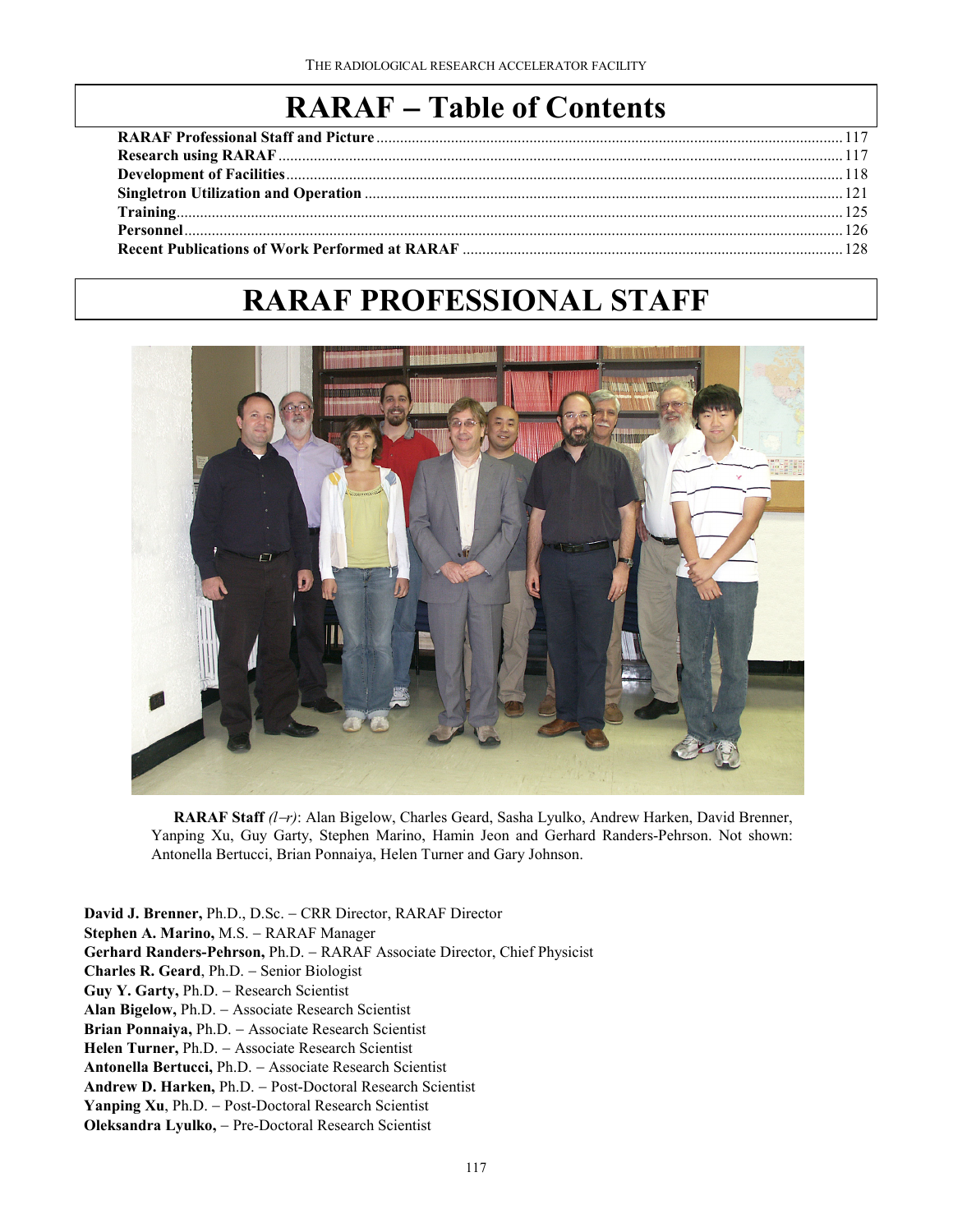# RARAF – Table of Contents

- RARAF Professional Staff and Picture ........ 117
- Research using RARAF ........ 117
- Development of Facilities ........ 118
- Singletron Utilization and Operation ........ 121
- Training ........ 125
- Personnel ........ 126
- Recent Publications of Work Performed at RARAF ........ 128

# RARAF PROFESSIONAL STAFF

**RARAF Staff** *(l–r)*: Alan Bigelow, Charles Geard, Sasha Lyulko, Andrew Harken, David Brenner, Yanping Xu, Guy Garty, Stephen Marino, Hamin Jeon and Gerhard Randers-Pehrson. Not shown: Antonella Bertucci, Brian Ponnaiya, Helen Turner and Gary Johnson.

**David J. Brenner,** Ph.D., D.Sc. – CRR Director, RARAF Director
**Stephen A. Marino,** M.S. – RARAF Manager
**Gerhard Randers-Pehrson,** Ph.D. – RARAF Associate Director, Chief Physicist
**Charles R. Geard**, Ph.D. – Senior Biologist
**Guy Y. Garty,** Ph.D. – Research Scientist
**Alan Bigelow,** Ph.D. – Associate Research Scientist
**Brian Ponnaiya,** Ph.D. – Associate Research Scientist
**Helen Turner,** Ph.D. – Associate Research Scientist
**Antonella Bertucci,** Ph.D. – Associate Research Scientist
**Andrew D. Harken,** Ph.D. – Post-Doctoral Research Scientist
**Yanping Xu**, Ph.D. – Post-Doctoral Research Scientist
**Oleksandra Lyulko,** – Pre-Doctoral Research Scientist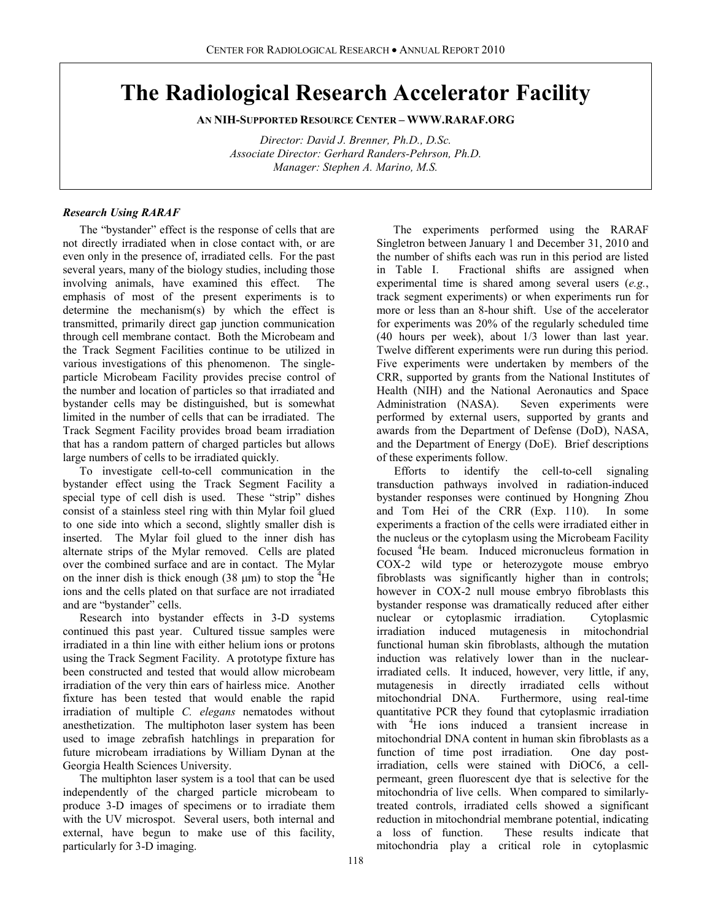# The Radiological Research Accelerator Facility

**AN NIH-SUPPORTED RESOURCE CENTER – WWW.RARAF.ORG**

*Director: David J. Brenner, Ph.D., D.Sc.*
*Associate Director: Gerhard Randers-Pehrson, Ph.D.*
*Manager: Stephen A. Marino, M.S.*

### *Research Using RARAF*

The "bystander" effect is the response of cells that are not directly irradiated when in close contact with, or are even only in the presence of, irradiated cells. For the past several years, many of the biology studies, including those involving animals, have examined this effect. The emphasis of most of the present experiments is to determine the mechanism(s) by which the effect is transmitted, primarily direct gap junction communication through cell membrane contact. Both the Microbeam and the Track Segment Facilities continue to be utilized in various investigations of this phenomenon. The single-particle Microbeam Facility provides precise control of the number and location of particles so that irradiated and bystander cells may be distinguished, but is somewhat limited in the number of cells that can be irradiated. The Track Segment Facility provides broad beam irradiation that has a random pattern of charged particles but allows large numbers of cells to be irradiated quickly.

To investigate cell-to-cell communication in the bystander effect using the Track Segment Facility a special type of cell dish is used. These "strip" dishes consist of a stainless steel ring with thin Mylar foil glued to one side into which a second, slightly smaller dish is inserted. The Mylar foil glued to the inner dish has alternate strips of the Mylar removed. Cells are plated over the combined surface and are in contact. The Mylar on the inner dish is thick enough (38 μm) to stop the $^4$He ions and the cells plated on that surface are not irradiated and are "bystander" cells.

Research into bystander effects in 3-D systems continued this past year. Cultured tissue samples were irradiated in a thin line with either helium ions or protons using the Track Segment Facility. A prototype fixture has been constructed and tested that would allow microbeam irradiation of the very thin ears of hairless mice. Another fixture has been tested that would enable the rapid irradiation of multiple *C. elegans* nematodes without anesthetization. The multiphoton laser system has been used to image zebrafish hatchlings in preparation for future microbeam irradiations by William Dynan at the Georgia Health Sciences University.

The multiphton laser system is a tool that can be used independently of the charged particle microbeam to produce 3-D images of specimens or to irradiate them with the UV microspot. Several users, both internal and external, have begun to make use of this facility, particularly for 3-D imaging.

The experiments performed using the RARAF Singletron between January 1 and December 31, 2010 and the number of shifts each was run in this period are listed in Table I. Fractional shifts are assigned when experimental time is shared among several users (*e.g.*, track segment experiments) or when experiments run for more or less than an 8-hour shift. Use of the accelerator for experiments was 20% of the regularly scheduled time (40 hours per week), about 1/3 lower than last year. Twelve different experiments were run during this period. Five experiments were undertaken by members of the CRR, supported by grants from the National Institutes of Health (NIH) and the National Aeronautics and Space Administration (NASA). Seven experiments were performed by external users, supported by grants and awards from the Department of Defense (DoD), NASA, and the Department of Energy (DoE). Brief descriptions of these experiments follow.

Efforts to identify the cell-to-cell signaling transduction pathways involved in radiation-induced bystander responses were continued by Hongning Zhou and Tom Hei of the CRR (Exp. 110). In some experiments a fraction of the cells were irradiated either in the nucleus or the cytoplasm using the Microbeam Facility focused $^4$He beam. Induced micronucleus formation in COX-2 wild type or heterozygote mouse embryo fibroblasts was significantly higher than in controls; however in COX-2 null mouse embryo fibroblasts this bystander response was dramatically reduced after either nuclear or cytoplasmic irradiation. Cytoplasmic irradiation induced mutagenesis in mitochondrial functional human skin fibroblasts, although the mutation induction was relatively lower than in the nuclear-irradiated cells. It induced, however, very little, if any, mutagenesis in directly irradiated cells without mitochondrial DNA. Furthermore, using real-time quantitative PCR they found that cytoplasmic irradiation with $^4$He ions induced a transient increase in mitochondrial DNA content in human skin fibroblasts as a function of time post irradiation. One day post-irradiation, cells were stained with DiOC6, a cell-permeant, green fluorescent dye that is selective for the mitochondria of live cells. When compared to similarly-treated controls, irradiated cells showed a significant reduction in mitochondrial membrane potential, indicating a loss of function. These results indicate that mitochondria play a critical role in cytoplasmic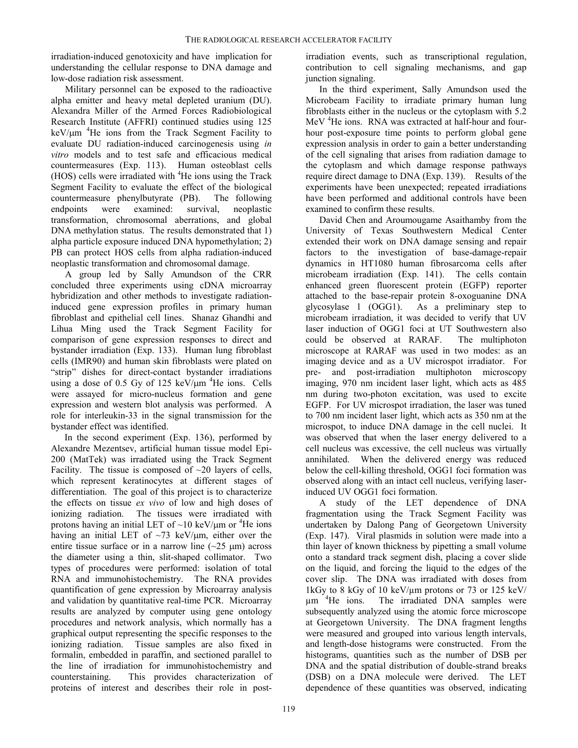irradiation-induced genotoxicity and have implication for understanding the cellular response to DNA damage and low-dose radiation risk assessment.

Military personnel can be exposed to the radioactive alpha emitter and heavy metal depleted uranium (DU). Alexandra Miller of the Armed Forces Radiobiological Research Institute (AFFRI) continued studies using 125 keV/μm $^4$He ions from the Track Segment Facility to evaluate DU radiation-induced carcinogenesis using *in vitro* models and to test safe and efficacious medical countermeasures (Exp. 113). Human osteoblast cells (HOS) cells were irradiated with $^4$He ions using the Track Segment Facility to evaluate the effect of the biological countermeasure phenylbutyrate (PB). The following endpoints were examined: survival, neoplastic transformation, chromosomal aberrations, and global DNA methylation status. The results demonstrated that 1) alpha particle exposure induced DNA hypomethylation; 2) PB can protect HOS cells from alpha radiation-induced neoplastic transformation and chromosomal damage.

A group led by Sally Amundson of the CRR concluded three experiments using cDNA microarray hybridization and other methods to investigate radiation-induced gene expression profiles in primary human fibroblast and epithelial cell lines. Shanaz Ghandhi and Lihua Ming used the Track Segment Facility for comparison of gene expression responses to direct and bystander irradiation (Exp. 133). Human lung fibroblast cells (IMR90) and human skin fibroblasts were plated on "strip" dishes for direct-contact bystander irradiations using a dose of 0.5 Gy of 125 keV/μm $^4$He ions. Cells were assayed for micro-nucleus formation and gene expression and western blot analysis was performed. A role for interleukin-33 in the signal transmission for the bystander effect was identified.

In the second experiment (Exp. 136), performed by Alexandre Mezentsev, artificial human tissue model Epi-200 (MatTek) was irradiated using the Track Segment Facility. The tissue is composed of ~20 layers of cells, which represent keratinocytes at different stages of differentiation. The goal of this project is to characterize the effects on tissue *ex vivo* of low and high doses of ionizing radiation. The tissues were irradiated with protons having an initial LET of ~10 keV/μm or $^4$He ions having an initial LET of ~73 keV/μm, either over the entire tissue surface or in a narrow line (~25 μm) across the diameter using a thin, slit-shaped collimator. Two types of procedures were performed: isolation of total RNA and immunohistochemistry. The RNA provides quantification of gene expression by Microarray analysis and validation by quantitative real-time PCR. Microarray results are analyzed by computer using gene ontology procedures and network analysis, which normally has a graphical output representing the specific responses to the ionizing radiation. Tissue samples are also fixed in formalin, embedded in paraffin, and sectioned parallel to the line of irradiation for immunohistochemistry and counterstaining. This provides characterization of proteins of interest and describes their role in post-irradiation events, such as transcriptional regulation, contribution to cell signaling mechanisms, and gap junction signaling.

In the third experiment, Sally Amundson used the Microbeam Facility to irradiate primary human lung fibroblasts either in the nucleus or the cytoplasm with 5.2 MeV $^4$He ions. RNA was extracted at half-hour and four-hour post-exposure time points to perform global gene expression analysis in order to gain a better understanding of the cell signaling that arises from radiation damage to the cytoplasm and which damage response pathways require direct damage to DNA (Exp. 139). Results of the experiments have been unexpected; repeated irradiations have been performed and additional controls have been examined to confirm these results.

David Chen and Aroumougame Asaithamby from the University of Texas Southwestern Medical Center extended their work on DNA damage sensing and repair factors to the investigation of base-damage-repair dynamics in HT1080 human fibrosarcoma cells after microbeam irradiation (Exp. 141). The cells contain enhanced green fluorescent protein (EGFP) reporter attached to the base-repair protein 8-oxoguanine DNA glycosylase 1 (OGG1). As a preliminary step to microbeam irradiation, it was decided to verify that UV laser induction of OGG1 foci at UT Southwestern also could be observed at RARAF. The multiphoton microscope at RARAF was used in two modes: as an imaging device and as a UV microspot irradiator. For pre- and post-irradiation multiphoton microscopy imaging, 970 nm incident laser light, which acts as 485 nm during two-photon excitation, was used to excite EGFP. For UV microspot irradiation, the laser was tuned to 700 nm incident laser light, which acts as 350 nm at the microspot, to induce DNA damage in the cell nuclei. It was observed that when the laser energy delivered to a cell nucleus was excessive, the cell nucleus was virtually annihilated. When the delivered energy was reduced below the cell-killing threshold, OGG1 foci formation was observed along with an intact cell nucleus, verifying laser-induced UV OGG1 foci formation.

A study of the LET dependence of DNA fragmentation using the Track Segment Facility was undertaken by Dalong Pang of Georgetown University (Exp. 147). Viral plasmids in solution were made into a thin layer of known thickness by pipetting a small volume onto a standard track segment dish, placing a cover slide on the liquid, and forcing the liquid to the edges of the cover slip. The DNA was irradiated with doses from 1kGy to 8 kGy of 10 keV/μm protons or 73 or 125 keV/μm $^4$He ions. The irradiated DNA samples were subsequently analyzed using the atomic force microscope at Georgetown University. The DNA fragment lengths were measured and grouped into various length intervals, and length-dose histograms were constructed. From the histograms, quantities such as the number of DSB per DNA and the spatial distribution of double-strand breaks (DSB) on a DNA molecule were derived. The LET dependence of these quantities was observed, indicating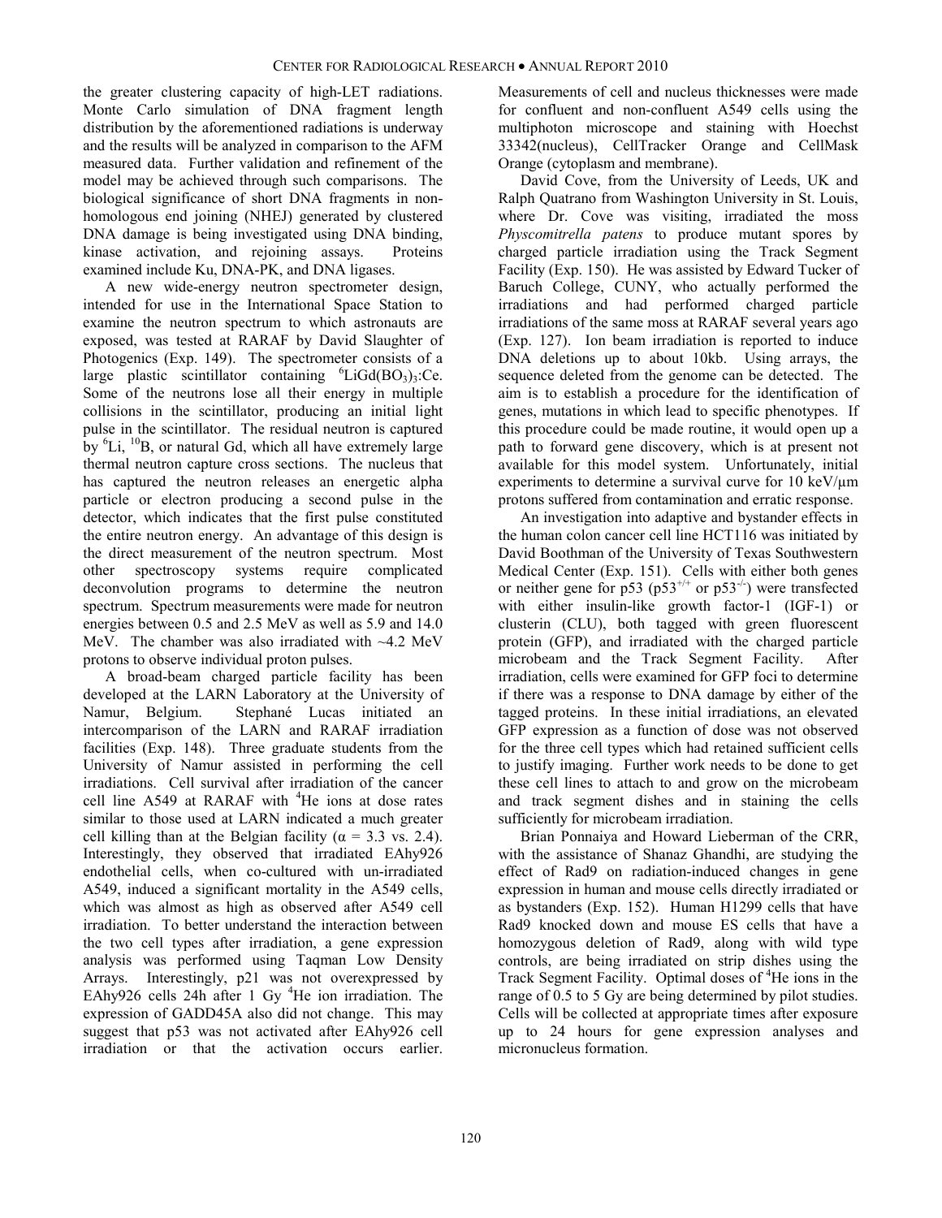the greater clustering capacity of high-LET radiations. Monte Carlo simulation of DNA fragment length distribution by the aforementioned radiations is underway and the results will be analyzed in comparison to the AFM measured data. Further validation and refinement of the model may be achieved through such comparisons. The biological significance of short DNA fragments in non-homologous end joining (NHEJ) generated by clustered DNA damage is being investigated using DNA binding, kinase activation, and rejoining assays. Proteins examined include Ku, DNA-PK, and DNA ligases.

A new wide-energy neutron spectrometer design, intended for use in the International Space Station to examine the neutron spectrum to which astronauts are exposed, was tested at RARAF by David Slaughter of Photogenics (Exp. 149). The spectrometer consists of a large plastic scintillator containing $^{6}LiGd(BO_3)_3$:Ce. Some of the neutrons lose all their energy in multiple collisions in the scintillator, producing an initial light pulse in the scintillator. The residual neutron is captured by $^{6}$Li, $^{10}$B, or natural Gd, which all have extremely large thermal neutron capture cross sections. The nucleus that has captured the neutron releases an energetic alpha particle or electron producing a second pulse in the detector, which indicates that the first pulse constituted the entire neutron energy. An advantage of this design is the direct measurement of the neutron spectrum. Most other spectroscopy systems require complicated deconvolution programs to determine the neutron spectrum. Spectrum measurements were made for neutron energies between 0.5 and 2.5 MeV as well as 5.9 and 14.0 MeV. The chamber was also irradiated with ~4.2 MeV protons to observe individual proton pulses.

A broad-beam charged particle facility has been developed at the LARN Laboratory at the University of Namur, Belgium. Stephané Lucas initiated an intercomparison of the LARN and RARAF irradiation facilities (Exp. 148). Three graduate students from the University of Namur assisted in performing the cell irradiations. Cell survival after irradiation of the cancer cell line A549 at RARAF with $^{4}$He ions at dose rates similar to those used at LARN indicated a much greater cell killing than at the Belgian facility ($\alpha$ = 3.3 vs. 2.4). Interestingly, they observed that irradiated EAhy926 endothelial cells, when co-cultured with un-irradiated A549, induced a significant mortality in the A549 cells, which was almost as high as observed after A549 cell irradiation. To better understand the interaction between the two cell types after irradiation, a gene expression analysis was performed using Taqman Low Density Arrays. Interestingly, p21 was not overexpressed by EAhy926 cells 24h after 1 Gy $^{4}$He ion irradiation. The expression of GADD45A also did not change. This may suggest that p53 was not activated after EAhy926 cell irradiation or that the activation occurs earlier. Measurements of cell and nucleus thicknesses were made for confluent and non-confluent A549 cells using the multiphoton microscope and staining with Hoechst 33342(nucleus), CellTracker Orange and CellMask Orange (cytoplasm and membrane).

David Cove, from the University of Leeds, UK and Ralph Quatrano from Washington University in St. Louis, where Dr. Cove was visiting, irradiated the moss *Physcomitrella patens* to produce mutant spores by charged particle irradiation using the Track Segment Facility (Exp. 150). He was assisted by Edward Tucker of Baruch College, CUNY, who actually performed the irradiations and had performed charged particle irradiations of the same moss at RARAF several years ago (Exp. 127). Ion beam irradiation is reported to induce DNA deletions up to about 10kb. Using arrays, the sequence deleted from the genome can be detected. The aim is to establish a procedure for the identification of genes, mutations in which lead to specific phenotypes. If this procedure could be made routine, it would open up a path to forward gene discovery, which is at present not available for this model system. Unfortunately, initial experiments to determine a survival curve for 10 keV/µm protons suffered from contamination and erratic response.

An investigation into adaptive and bystander effects in the human colon cancer cell line HCT116 was initiated by David Boothman of the University of Texas Southwestern Medical Center (Exp. 151). Cells with either both genes or neither gene for p53 ($p53^{+/+}$ or $p53^{-/-}$) were transfected with either insulin-like growth factor-1 (IGF-1) or clusterin (CLU), both tagged with green fluorescent protein (GFP), and irradiated with the charged particle microbeam and the Track Segment Facility. After irradiation, cells were examined for GFP foci to determine if there was a response to DNA damage by either of the tagged proteins. In these initial irradiations, an elevated GFP expression as a function of dose was not observed for the three cell types which had retained sufficient cells to justify imaging. Further work needs to be done to get these cell lines to attach to and grow on the microbeam and track segment dishes and in staining the cells sufficiently for microbeam irradiation.

Brian Ponnaiya and Howard Lieberman of the CRR, with the assistance of Shanaz Ghandhi, are studying the effect of Rad9 on radiation-induced changes in gene expression in human and mouse cells directly irradiated or as bystanders (Exp. 152). Human H1299 cells that have Rad9 knocked down and mouse ES cells that have a homozygous deletion of Rad9, along with wild type controls, are being irradiated on strip dishes using the Track Segment Facility. Optimal doses of $^{4}$He ions in the range of 0.5 to 5 Gy are being determined by pilot studies. Cells will be collected at appropriate times after exposure up to 24 hours for gene expression analyses and micronucleus formation.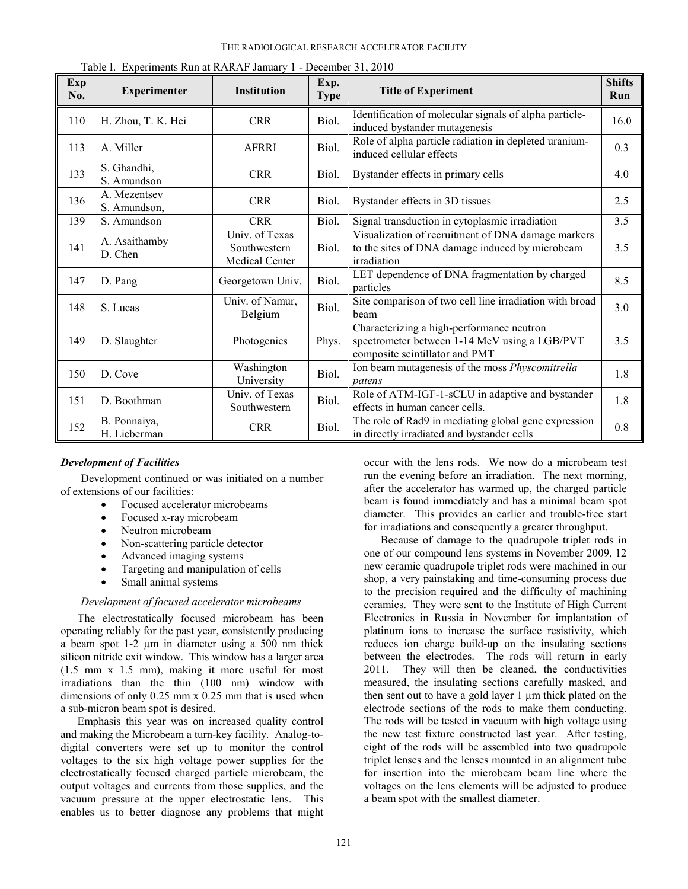Table I. Experiments Run at RARAF January 1 - December 31, 2010

| Exp No. | Experimenter | Institution | Exp. Type | Title of Experiment | Shifts Run |
|---|---|---|---|---|---|
| 110 | H. Zhou, T. K. Hei | CRR | Biol. | Identification of molecular signals of alpha particle-induced bystander mutagenesis | 16.0 |
| 113 | A. Miller | AFRRI | Biol. | Role of alpha particle radiation in depleted uranium-induced cellular effects | 0.3 |
| 133 | S. Ghandhi, S. Amundson | CRR | Biol. | Bystander effects in primary cells | 4.0 |
| 136 | A. Mezentsev S. Amundson, | CRR | Biol. | Bystander effects in 3D tissues | 2.5 |
| 139 | S. Amundson | CRR | Biol. | Signal transduction in cytoplasmic irradiation | 3.5 |
| 141 | A. Asaithamby D. Chen | Univ. of Texas Southwestern Medical Center | Biol. | Visualization of recruitment of DNA damage markers to the sites of DNA damage induced by microbeam irradiation | 3.5 |
| 147 | D. Pang | Georgetown Univ. | Biol. | LET dependence of DNA fragmentation by charged particles | 8.5 |
| 148 | S. Lucas | Univ. of Namur, Belgium | Biol. | Site comparison of two cell line irradiation with broad beam | 3.0 |
| 149 | D. Slaughter | Photogenics | Phys. | Characterizing a high-performance neutron spectrometer between 1-14 MeV using a LGB/PVT composite scintillator and PMT | 3.5 |
| 150 | D. Cove | Washington University | Biol. | Ion beam mutagenesis of the moss *Physcomitrella patens* | 1.8 |
| 151 | D. Boothman | Univ. of Texas Southwestern | Biol. | Role of ATM-IGF-1-sCLU in adaptive and bystander effects in human cancer cells. | 1.8 |
| 152 | B. Ponnaiya, H. Lieberman | CRR | Biol. | The role of Rad9 in mediating global gene expression in directly irradiated and bystander cells | 0.8 |

### *Development of Facilities*

Development continued or was initiated on a number of extensions of our facilities:

- Focused accelerator microbeams
- Focused x-ray microbeam
- Neutron microbeam
- Non-scattering particle detector
- Advanced imaging systems
- Targeting and manipulation of cells
- Small animal systems

#### *Development of focused accelerator microbeams*

The electrostatically focused microbeam has been operating reliably for the past year, consistently producing a beam spot 1-2 µm in diameter using a 500 nm thick silicon nitride exit window. This window has a larger area (1.5 mm x 1.5 mm), making it more useful for most irradiations than the thin (100 nm) window with dimensions of only 0.25 mm x 0.25 mm that is used when a sub-micron beam spot is desired.

Emphasis this year was on increased quality control and making the Microbeam a turn-key facility. Analog-to-digital converters were set up to monitor the control voltages to the six high voltage power supplies for the electrostatically focused charged particle microbeam, the output voltages and currents from those supplies, and the vacuum pressure at the upper electrostatic lens. This enables us to better diagnose any problems that might occur with the lens rods. We now do a microbeam test run the evening before an irradiation. The next morning, after the accelerator has warmed up, the charged particle beam is found immediately and has a minimal beam spot diameter. This provides an earlier and trouble-free start for irradiations and consequently a greater throughput.

Because of damage to the quadrupole triplet rods in one of our compound lens systems in November 2009, 12 new ceramic quadrupole triplet rods were machined in our shop, a very painstaking and time-consuming process due to the precision required and the difficulty of machining ceramics. They were sent to the Institute of High Current Electronics in Russia in November for implantation of platinum ions to increase the surface resistivity, which reduces ion charge build-up on the insulating sections between the electrodes. The rods will return in early 2011. They will then be cleaned, the conductivities measured, the insulating sections carefully masked, and then sent out to have a gold layer 1 µm thick plated on the electrode sections of the rods to make them conducting. The rods will be tested in vacuum with high voltage using the new test fixture constructed last year. After testing, eight of the rods will be assembled into two quadrupole triplet lenses and the lenses mounted in an alignment tube for insertion into the microbeam beam line where the voltages on the lens elements will be adjusted to produce a beam spot with the smallest diameter.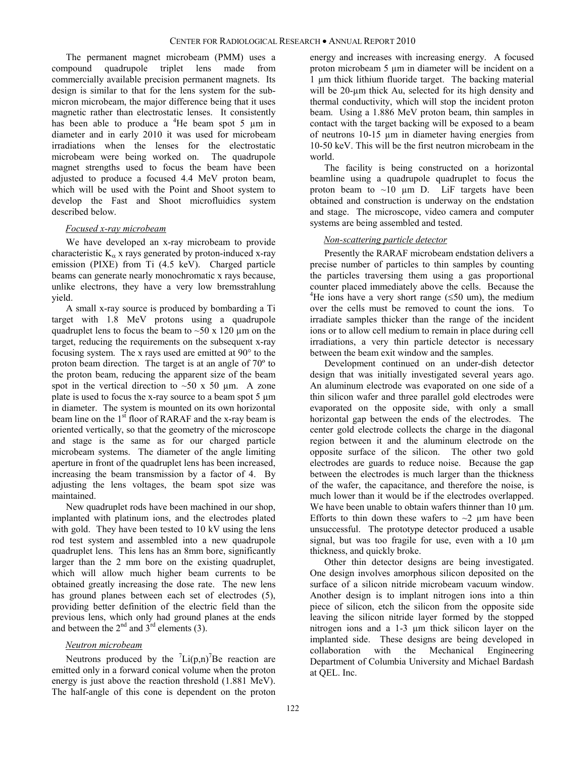The permanent magnet microbeam (PMM) uses a compound quadrupole triplet lens made from commercially available precision permanent magnets. Its design is similar to that for the lens system for the sub-micron microbeam, the major difference being that it uses magnetic rather than electrostatic lenses. It consistently has been able to produce a $^{4}$He beam spot 5 µm in diameter and in early 2010 it was used for microbeam irradiations when the lenses for the electrostatic microbeam were being worked on. The quadrupole magnet strengths used to focus the beam have been adjusted to produce a focused 4.4 MeV proton beam, which will be used with the Point and Shoot system to develop the Fast and Shoot microfluidics system described below.

### *Focused x-ray microbeam*

We have developed an x-ray microbeam to provide characteristic $K_{\alpha}$ x rays generated by proton-induced x-ray emission (PIXE) from Ti (4.5 keV). Charged particle beams can generate nearly monochromatic x rays because, unlike electrons, they have a very low bremsstrahlung yield.

A small x-ray source is produced by bombarding a Ti target with 1.8 MeV protons using a quadrupole quadruplet lens to focus the beam to ~50 x 120 µm on the target, reducing the requirements on the subsequent x-ray focusing system. The x rays used are emitted at 90° to the proton beam direction. The target is at an angle of 70º to the proton beam, reducing the apparent size of the beam spot in the vertical direction to ~50 x 50 µm. A zone plate is used to focus the x-ray source to a beam spot 5 µm in diameter. The system is mounted on its own horizontal beam line on the 1st floor of RARAF and the x-ray beam is oriented vertically, so that the geometry of the microscope and stage is the same as for our charged particle microbeam systems. The diameter of the angle limiting aperture in front of the quadruplet lens has been increased, increasing the beam transmission by a factor of 4. By adjusting the lens voltages, the beam spot size was maintained.

New quadruplet rods have been machined in our shop, implanted with platinum ions, and the electrodes plated with gold. They have been tested to 10 kV using the lens rod test system and assembled into a new quadrupole quadruplet lens. This lens has an 8mm bore, significantly larger than the 2 mm bore on the existing quadruplet, which will allow much higher beam currents to be obtained greatly increasing the dose rate. The new lens has ground planes between each set of electrodes (5), providing better definition of the electric field than the previous lens, which only had ground planes at the ends and between the 2nd and 3rd elements (3).

### *Neutron microbeam*

Neutrons produced by the $^{7}$Li(p,n)$^{7}$Be reaction are emitted only in a forward conical volume when the proton energy is just above the reaction threshold (1.881 MeV). The half-angle of this cone is dependent on the proton energy and increases with increasing energy. A focused proton microbeam 5 µm in diameter will be incident on a 1 µm thick lithium fluoride target. The backing material will be 20-µm thick Au, selected for its high density and thermal conductivity, which will stop the incident proton beam. Using a 1.886 MeV proton beam, thin samples in contact with the target backing will be exposed to a beam of neutrons 10-15 µm in diameter having energies from 10-50 keV. This will be the first neutron microbeam in the world.

The facility is being constructed on a horizontal beamline using a quadrupole quadruplet to focus the proton beam to ~10 µm D. LiF targets have been obtained and construction is underway on the endstation and stage. The microscope, video camera and computer systems are being assembled and tested.

### *Non-scattering particle detector*

Presently the RARAF microbeam endstation delivers a precise number of particles to thin samples by counting the particles traversing them using a gas proportional counter placed immediately above the cells. Because the $^{4}$He ions have a very short range (≤50 um), the medium over the cells must be removed to count the ions. To irradiate samples thicker than the range of the incident ions or to allow cell medium to remain in place during cell irradiations, a very thin particle detector is necessary between the beam exit window and the samples.

Development continued on an under-dish detector design that was initially investigated several years ago. An aluminum electrode was evaporated on one side of a thin silicon wafer and three parallel gold electrodes were evaporated on the opposite side, with only a small horizontal gap between the ends of the electrodes. The center gold electrode collects the charge in the diagonal region between it and the aluminum electrode on the opposite surface of the silicon. The other two gold electrodes are guards to reduce noise. Because the gap between the electrodes is much larger than the thickness of the wafer, the capacitance, and therefore the noise, is much lower than it would be if the electrodes overlapped. We have been unable to obtain wafers thinner than 10 µm. Efforts to thin down these wafers to ~2 µm have been unsuccessful. The prototype detector produced a usable signal, but was too fragile for use, even with a 10 µm thickness, and quickly broke.

Other thin detector designs are being investigated. One design involves amorphous silicon deposited on the surface of a silicon nitride microbeam vacuum window. Another design is to implant nitrogen ions into a thin piece of silicon, etch the silicon from the opposite side leaving the silicon nitride layer formed by the stopped nitrogen ions and a 1-3 µm thick silicon layer on the implanted side. These designs are being developed in collaboration with the Mechanical Engineering Department of Columbia University and Michael Bardash at QEL. Inc.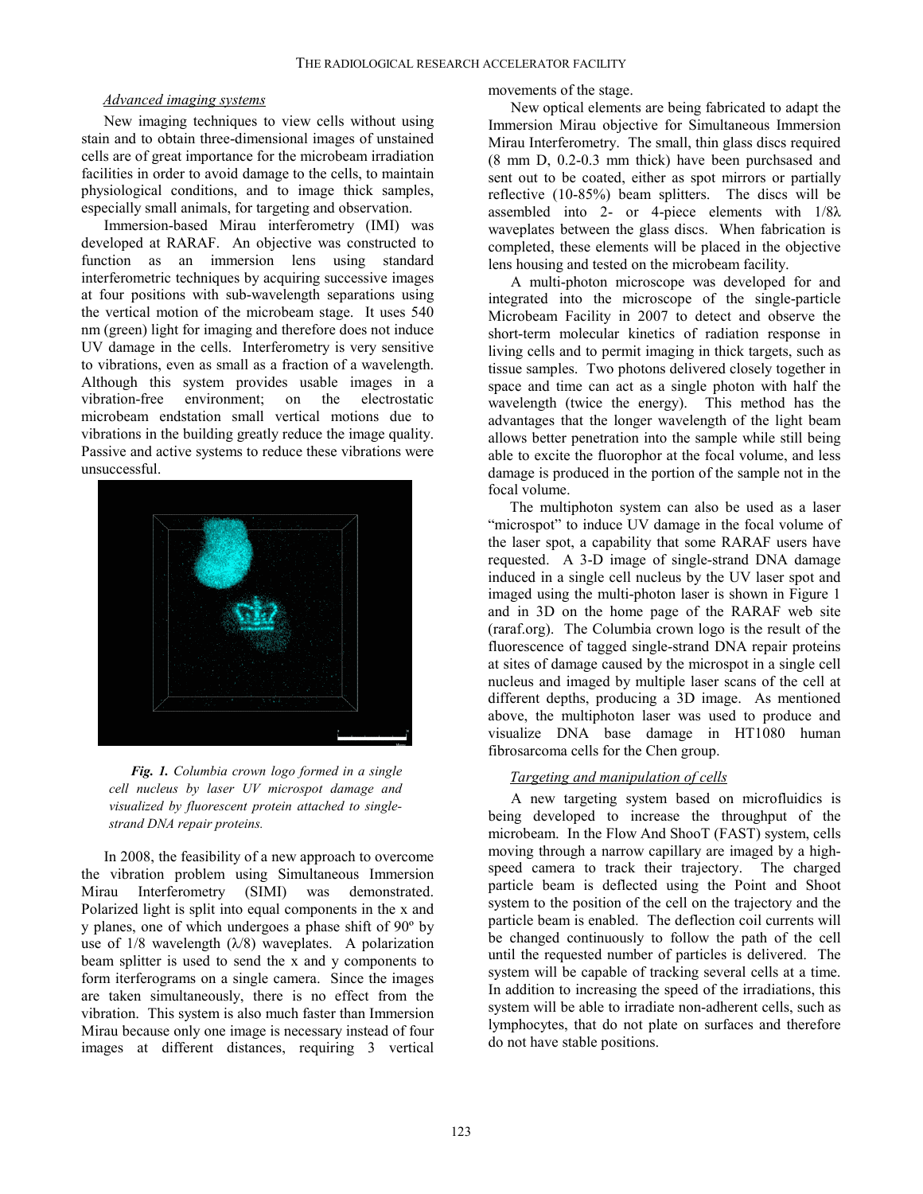*Advanced imaging systems*

New imaging techniques to view cells without using stain and to obtain three-dimensional images of unstained cells are of great importance for the microbeam irradiation facilities in order to avoid damage to the cells, to maintain physiological conditions, and to image thick samples, especially small animals, for targeting and observation.

Immersion-based Mirau interferometry (IMI) was developed at RARAF. An objective was constructed to function as an immersion lens using standard interferometric techniques by acquiring successive images at four positions with sub-wavelength separations using the vertical motion of the microbeam stage. It uses 540 nm (green) light for imaging and therefore does not induce UV damage in the cells. Interferometry is very sensitive to vibrations, even as small as a fraction of a wavelength. Although this system provides usable images in a vibration-free environment; on the electrostatic microbeam endstation small vertical motions due to vibrations in the building greatly reduce the image quality. Passive and active systems to reduce these vibrations were unsuccessful.

***Fig. 1.*** *Columbia crown logo formed in a single cell nucleus by laser UV microspot damage and visualized by fluorescent protein attached to single-strand DNA repair proteins.*

In 2008, the feasibility of a new approach to overcome the vibration problem using Simultaneous Immersion Mirau Interferometry (SIMI) was demonstrated. Polarized light is split into equal components in the x and y planes, one of which undergoes a phase shift of 90º by use of 1/8 wavelength (λ/8) waveplates. A polarization beam splitter is used to send the x and y components to form iterferograms on a single camera. Since the images are taken simultaneously, there is no effect from the vibration. This system is also much faster than Immersion Mirau because only one image is necessary instead of four images at different distances, requiring 3 vertical movements of the stage.

New optical elements are being fabricated to adapt the Immersion Mirau objective for Simultaneous Immersion Mirau Interferometry. The small, thin glass discs required (8 mm D, 0.2-0.3 mm thick) have been purchsased and sent out to be coated, either as spot mirrors or partially reflective (10-85%) beam splitters. The discs will be assembled into 2- or 4-piece elements with 1/8λ waveplates between the glass discs. When fabrication is completed, these elements will be placed in the objective lens housing and tested on the microbeam facility.

A multi-photon microscope was developed for and integrated into the microscope of the single-particle Microbeam Facility in 2007 to detect and observe the short-term molecular kinetics of radiation response in living cells and to permit imaging in thick targets, such as tissue samples. Two photons delivered closely together in space and time can act as a single photon with half the wavelength (twice the energy). This method has the advantages that the longer wavelength of the light beam allows better penetration into the sample while still being able to excite the fluorophor at the focal volume, and less damage is produced in the portion of the sample not in the focal volume.

The multiphoton system can also be used as a laser "microspot" to induce UV damage in the focal volume of the laser spot, a capability that some RARAF users have requested. A 3-D image of single-strand DNA damage induced in a single cell nucleus by the UV laser spot and imaged using the multi-photon laser is shown in Figure 1 and in 3D on the home page of the RARAF web site (raraf.org). The Columbia crown logo is the result of the fluorescence of tagged single-strand DNA repair proteins at sites of damage caused by the microspot in a single cell nucleus and imaged by multiple laser scans of the cell at different depths, producing a 3D image. As mentioned above, the multiphoton laser was used to produce and visualize DNA base damage in HT1080 human fibrosarcoma cells for the Chen group.

*Targeting and manipulation of cells*

A new targeting system based on microfluidics is being developed to increase the throughput of the microbeam. In the Flow And ShooT (FAST) system, cells moving through a narrow capillary are imaged by a high-speed camera to track their trajectory. The charged particle beam is deflected using the Point and Shoot system to the position of the cell on the trajectory and the particle beam is enabled. The deflection coil currents will be changed continuously to follow the path of the cell until the requested number of particles is delivered. The system will be capable of tracking several cells at a time. In addition to increasing the speed of the irradiations, this system will be able to irradiate non-adherent cells, such as lymphocytes, that do not plate on surfaces and therefore do not have stable positions.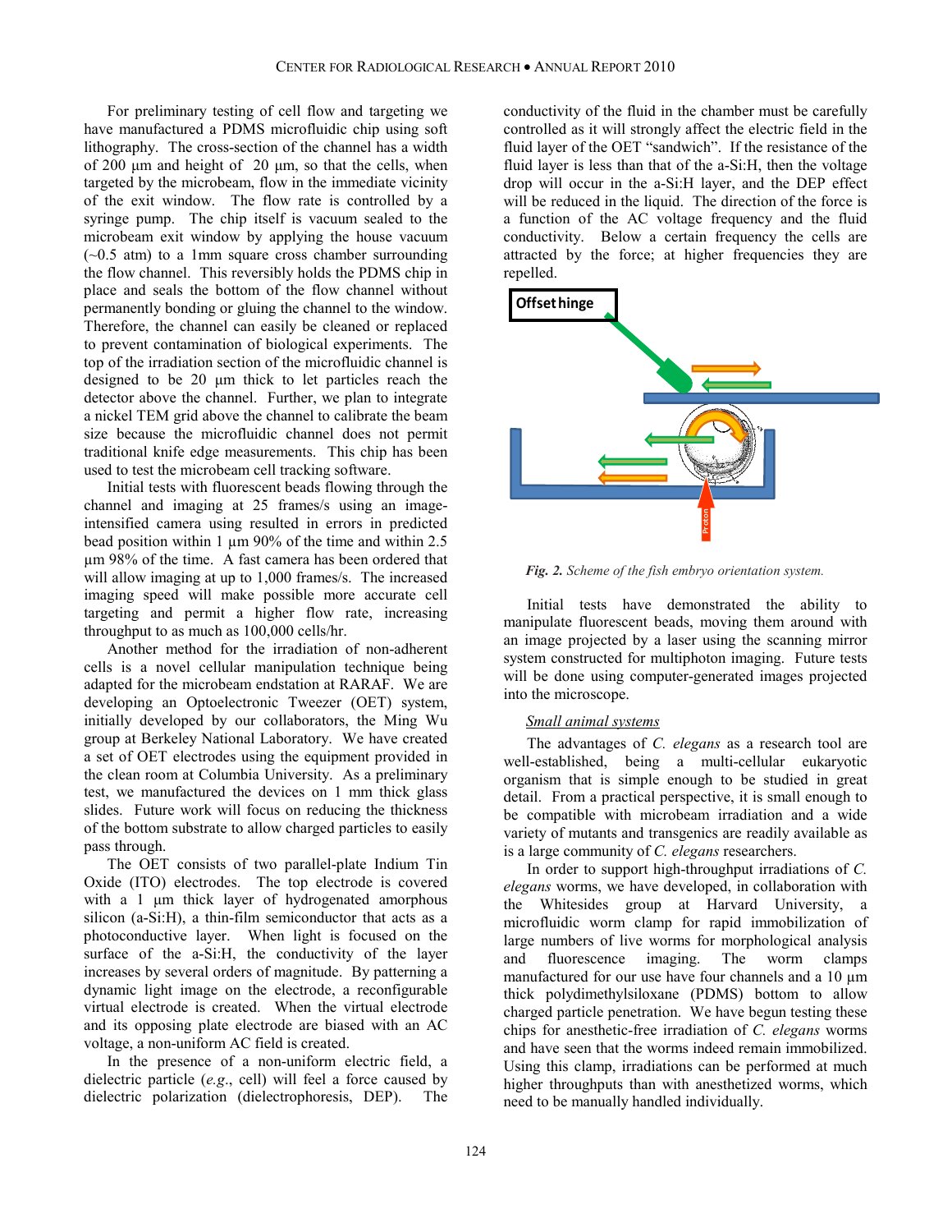For preliminary testing of cell flow and targeting we have manufactured a PDMS microfluidic chip using soft lithography. The cross-section of the channel has a width of 200 µm and height of 20 µm, so that the cells, when targeted by the microbeam, flow in the immediate vicinity of the exit window. The flow rate is controlled by a syringe pump. The chip itself is vacuum sealed to the microbeam exit window by applying the house vacuum (~0.5 atm) to a 1mm square cross chamber surrounding the flow channel. This reversibly holds the PDMS chip in place and seals the bottom of the flow channel without permanently bonding or gluing the channel to the window. Therefore, the channel can easily be cleaned or replaced to prevent contamination of biological experiments. The top of the irradiation section of the microfluidic channel is designed to be 20 µm thick to let particles reach the detector above the channel. Further, we plan to integrate a nickel TEM grid above the channel to calibrate the beam size because the microfluidic channel does not permit traditional knife edge measurements. This chip has been used to test the microbeam cell tracking software.

Initial tests with fluorescent beads flowing through the channel and imaging at 25 frames/s using an image-intensified camera using resulted in errors in predicted bead position within 1 µm 90% of the time and within 2.5 µm 98% of the time. A fast camera has been ordered that will allow imaging at up to 1,000 frames/s. The increased imaging speed will make possible more accurate cell targeting and permit a higher flow rate, increasing throughput to as much as 100,000 cells/hr.

Another method for the irradiation of non-adherent cells is a novel cellular manipulation technique being adapted for the microbeam endstation at RARAF. We are developing an Optoelectronic Tweezer (OET) system, initially developed by our collaborators, the Ming Wu group at Berkeley National Laboratory. We have created a set of OET electrodes using the equipment provided in the clean room at Columbia University. As a preliminary test, we manufactured the devices on 1 mm thick glass slides. Future work will focus on reducing the thickness of the bottom substrate to allow charged particles to easily pass through.

The OET consists of two parallel-plate Indium Tin Oxide (ITO) electrodes. The top electrode is covered with a 1 µm thick layer of hydrogenated amorphous silicon (a-Si:H), a thin-film semiconductor that acts as a photoconductive layer. When light is focused on the surface of the a-Si:H, the conductivity of the layer increases by several orders of magnitude. By patterning a dynamic light image on the electrode, a reconfigurable virtual electrode is created. When the virtual electrode and its opposing plate electrode are biased with an AC voltage, a non-uniform AC field is created.

In the presence of a non-uniform electric field, a dielectric particle (*e.g*., cell) will feel a force caused by dielectric polarization (dielectrophoresis, DEP). The conductivity of the fluid in the chamber must be carefully controlled as it will strongly affect the electric field in the fluid layer of the OET "sandwich". If the resistance of the fluid layer is less than that of the a-Si:H, then the voltage drop will occur in the a-Si:H layer, and the DEP effect will be reduced in the liquid. The direction of the force is a function of the AC voltage frequency and the fluid conductivity. Below a certain frequency the cells are attracted by the force; at higher frequencies they are repelled.

***Fig. 2.*** *Scheme of the fish embryo orientation system.*

Initial tests have demonstrated the ability to manipulate fluorescent beads, moving them around with an image projected by a laser using the scanning mirror system constructed for multiphoton imaging. Future tests will be done using computer-generated images projected into the microscope.

*Small animal systems*

The advantages of *C. elegans* as a research tool are well-established, being a multi-cellular eukaryotic organism that is simple enough to be studied in great detail. From a practical perspective, it is small enough to be compatible with microbeam irradiation and a wide variety of mutants and transgenics are readily available as is a large community of *C. elegans* researchers.

In order to support high-throughput irradiations of *C. elegans* worms, we have developed, in collaboration with the Whitesides group at Harvard University, a microfluidic worm clamp for rapid immobilization of large numbers of live worms for morphological analysis and fluorescence imaging. The worm clamps manufactured for our use have four channels and a 10 µm thick polydimethylsiloxane (PDMS) bottom to allow charged particle penetration. We have begun testing these chips for anesthetic-free irradiation of *C. elegans* worms and have seen that the worms indeed remain immobilized. Using this clamp, irradiations can be performed at much higher throughputs than with anesthetized worms, which need to be manually handled individually.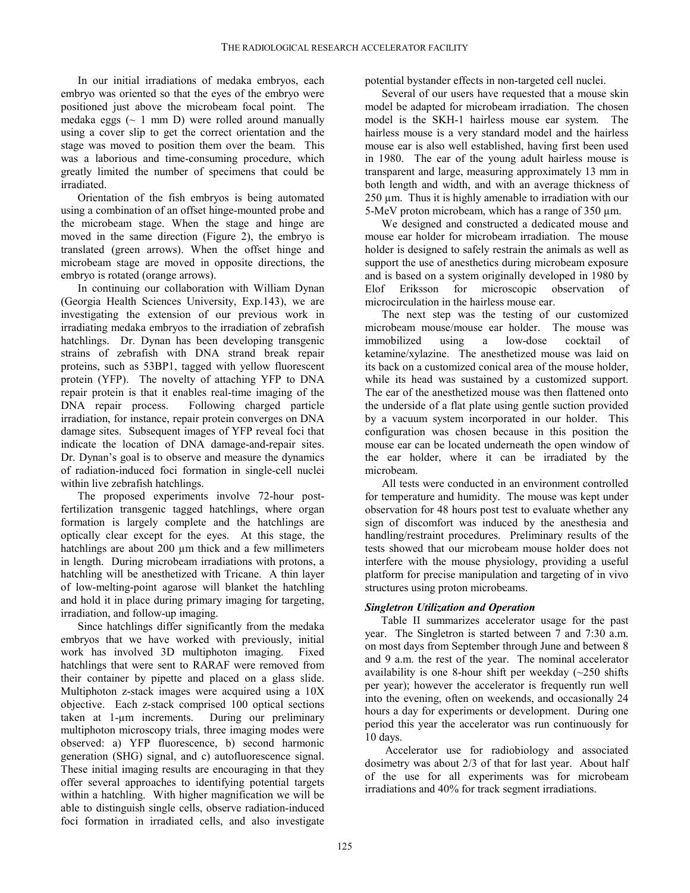In our initial irradiations of medaka embryos, each embryo was oriented so that the eyes of the embryo were positioned just above the microbeam focal point. The medaka eggs (~ 1 mm D) were rolled around manually using a cover slip to get the correct orientation and the stage was moved to position them over the beam. This was a laborious and time-consuming procedure, which greatly limited the number of specimens that could be irradiated.

Orientation of the fish embryos is being automated using a combination of an offset hinge-mounted probe and the microbeam stage. When the stage and hinge are moved in the same direction (Figure 2), the embryo is translated (green arrows). When the offset hinge and microbeam stage are moved in opposite directions, the embryo is rotated (orange arrows).

In continuing our collaboration with William Dynan (Georgia Health Sciences University, Exp.143), we are investigating the extension of our previous work in irradiating medaka embryos to the irradiation of zebrafish hatchlings. Dr. Dynan has been developing transgenic strains of zebrafish with DNA strand break repair proteins, such as 53BP1, tagged with yellow fluorescent protein (YFP). The novelty of attaching YFP to DNA repair protein is that it enables real-time imaging of the DNA repair process. Following charged particle irradiation, for instance, repair protein converges on DNA damage sites. Subsequent images of YFP reveal foci that indicate the location of DNA damage-and-repair sites. Dr. Dynan's goal is to observe and measure the dynamics of radiation-induced foci formation in single-cell nuclei within live zebrafish hatchlings.

The proposed experiments involve 72-hour post-fertilization transgenic tagged hatchlings, where organ formation is largely complete and the hatchlings are optically clear except for the eyes. At this stage, the hatchlings are about 200 µm thick and a few millimeters in length. During microbeam irradiations with protons, a hatchling will be anesthetized with Tricane. A thin layer of low-melting-point agarose will blanket the hatchling and hold it in place during primary imaging for targeting, irradiation, and follow-up imaging.

Since hatchlings differ significantly from the medaka embryos that we have worked with previously, initial work has involved 3D multiphoton imaging. Fixed hatchlings that were sent to RARAF were removed from their container by pipette and placed on a glass slide. Multiphoton z-stack images were acquired using a 10X objective. Each z-stack comprised 100 optical sections taken at 1-µm increments. During our preliminary multiphoton microscopy trials, three imaging modes were observed: a) YFP fluorescence, b) second harmonic generation (SHG) signal, and c) autofluorescence signal. These initial imaging results are encouraging in that they offer several approaches to identifying potential targets within a hatchling. With higher magnification we will be able to distinguish single cells, observe radiation-induced foci formation in irradiated cells, and also investigate potential bystander effects in non-targeted cell nuclei.

Several of our users have requested that a mouse skin model be adapted for microbeam irradiation. The chosen model is the SKH-1 hairless mouse ear system. The hairless mouse is a very standard model and the hairless mouse ear is also well established, having first been used in 1980. The ear of the young adult hairless mouse is transparent and large, measuring approximately 13 mm in both length and width, and with an average thickness of 250 µm. Thus it is highly amenable to irradiation with our 5-MeV proton microbeam, which has a range of 350 µm.

We designed and constructed a dedicated mouse and mouse ear holder for microbeam irradiation. The mouse holder is designed to safely restrain the animals as well as support the use of anesthetics during microbeam exposure and is based on a system originally developed in 1980 by Elof Eriksson for microscopic observation of microcirculation in the hairless mouse ear.

The next step was the testing of our customized microbeam mouse/mouse ear holder. The mouse was immobilized using a low-dose cocktail of ketamine/xylazine. The anesthetized mouse was laid on its back on a customized conical area of the mouse holder, while its head was sustained by a customized support. The ear of the anesthetized mouse was then flattened onto the underside of a flat plate using gentle suction provided by a vacuum system incorporated in our holder. This configuration was chosen because in this position the mouse ear can be located underneath the open window of the ear holder, where it can be irradiated by the microbeam.

All tests were conducted in an environment controlled for temperature and humidity. The mouse was kept under observation for 48 hours post test to evaluate whether any sign of discomfort was induced by the anesthesia and handling/restraint procedures. Preliminary results of the tests showed that our microbeam mouse holder does not interfere with the mouse physiology, providing a useful platform for precise manipulation and targeting of in vivo structures using proton microbeams.

### *Singletron Utilization and Operation*

Table II summarizes accelerator usage for the past year. The Singletron is started between 7 and 7:30 a.m. on most days from September through June and between 8 and 9 a.m. the rest of the year. The nominal accelerator availability is one 8-hour shift per weekday (~250 shifts per year); however the accelerator is frequently run well into the evening, often on weekends, and occasionally 24 hours a day for experiments or development. During one period this year the accelerator was run continuously for 10 days.

Accelerator use for radiobiology and associated dosimetry was about 2/3 of that for last year. About half of the use for all experiments was for microbeam irradiations and 40% for track segment irradiations.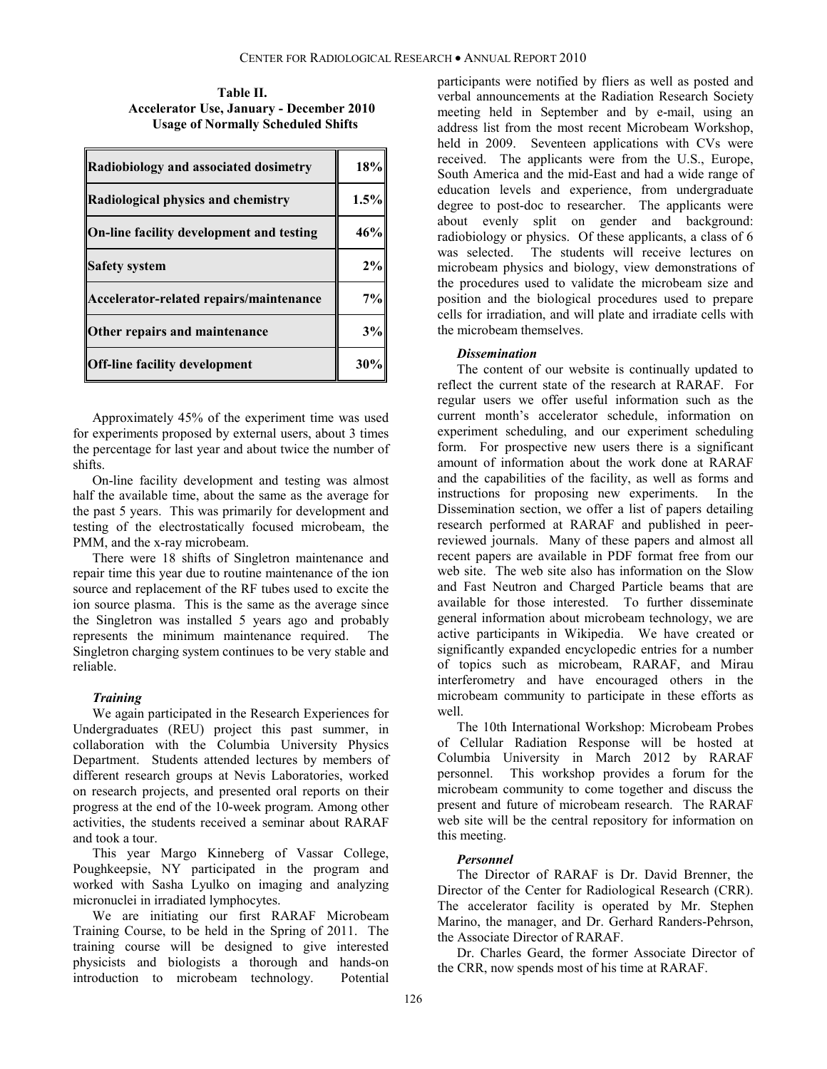**Table II.**
**Accelerator Use, January - December 2010**
**Usage of Normally Scheduled Shifts**

| Category | Percentage |
|---|---|
| **Radiobiology and associated dosimetry** | **18%** |
| **Radiological physics and chemistry** | **1.5%** |
| **On-line facility development and testing** | **46%** |
| **Safety system** | **2%** |
| **Accelerator-related repairs/maintenance** | **7%** |
| **Other repairs and maintenance** | **3%** |
| **Off-line facility development** | **30%** |

Approximately 45% of the experiment time was used for experiments proposed by external users, about 3 times the percentage for last year and about twice the number of shifts.

On-line facility development and testing was almost half the available time, about the same as the average for the past 5 years. This was primarily for development and testing of the electrostatically focused microbeam, the PMM, and the x-ray microbeam.

There were 18 shifts of Singletron maintenance and repair time this year due to routine maintenance of the ion source and replacement of the RF tubes used to excite the ion source plasma. This is the same as the average since the Singletron was installed 5 years ago and probably represents the minimum maintenance required. The Singletron charging system continues to be very stable and reliable.

### *Training*

We again participated in the Research Experiences for Undergraduates (REU) project this past summer, in collaboration with the Columbia University Physics Department. Students attended lectures by members of different research groups at Nevis Laboratories, worked on research projects, and presented oral reports on their progress at the end of the 10-week program. Among other activities, the students received a seminar about RARAF and took a tour.

This year Margo Kinneberg of Vassar College, Poughkeepsie, NY participated in the program and worked with Sasha Lyulko on imaging and analyzing micronuclei in irradiated lymphocytes.

We are initiating our first RARAF Microbeam Training Course, to be held in the Spring of 2011. The training course will be designed to give interested physicists and biologists a thorough and hands-on introduction to microbeam technology. Potential participants were notified by fliers as well as posted and verbal announcements at the Radiation Research Society meeting held in September and by e-mail, using an address list from the most recent Microbeam Workshop, held in 2009. Seventeen applications with CVs were received. The applicants were from the U.S., Europe, South America and the mid-East and had a wide range of education levels and experience, from undergraduate degree to post-doc to researcher. The applicants were about evenly split on gender and background: radiobiology or physics. Of these applicants, a class of 6 was selected. The students will receive lectures on microbeam physics and biology, view demonstrations of the procedures used to validate the microbeam size and position and the biological procedures used to prepare cells for irradiation, and will plate and irradiate cells with the microbeam themselves.

### *Dissemination*

The content of our website is continually updated to reflect the current state of the research at RARAF. For regular users we offer useful information such as the current month's accelerator schedule, information on experiment scheduling, and our experiment scheduling form. For prospective new users there is a significant amount of information about the work done at RARAF and the capabilities of the facility, as well as forms and instructions for proposing new experiments. In the Dissemination section, we offer a list of papers detailing research performed at RARAF and published in peer-reviewed journals. Many of these papers and almost all recent papers are available in PDF format free from our web site. The web site also has information on the Slow and Fast Neutron and Charged Particle beams that are available for those interested. To further disseminate general information about microbeam technology, we are active participants in Wikipedia. We have created or significantly expanded encyclopedic entries for a number of topics such as microbeam, RARAF, and Mirau interferometry and have encouraged others in the microbeam community to participate in these efforts as well.

The 10th International Workshop: Microbeam Probes of Cellular Radiation Response will be hosted at Columbia University in March 2012 by RARAF personnel. This workshop provides a forum for the microbeam community to come together and discuss the present and future of microbeam research. The RARAF web site will be the central repository for information on this meeting.

### *Personnel*

The Director of RARAF is Dr. David Brenner, the Director of the Center for Radiological Research (CRR). The accelerator facility is operated by Mr. Stephen Marino, the manager, and Dr. Gerhard Randers-Pehrson, the Associate Director of RARAF.

Dr. Charles Geard, the former Associate Director of the CRR, now spends most of his time at RARAF.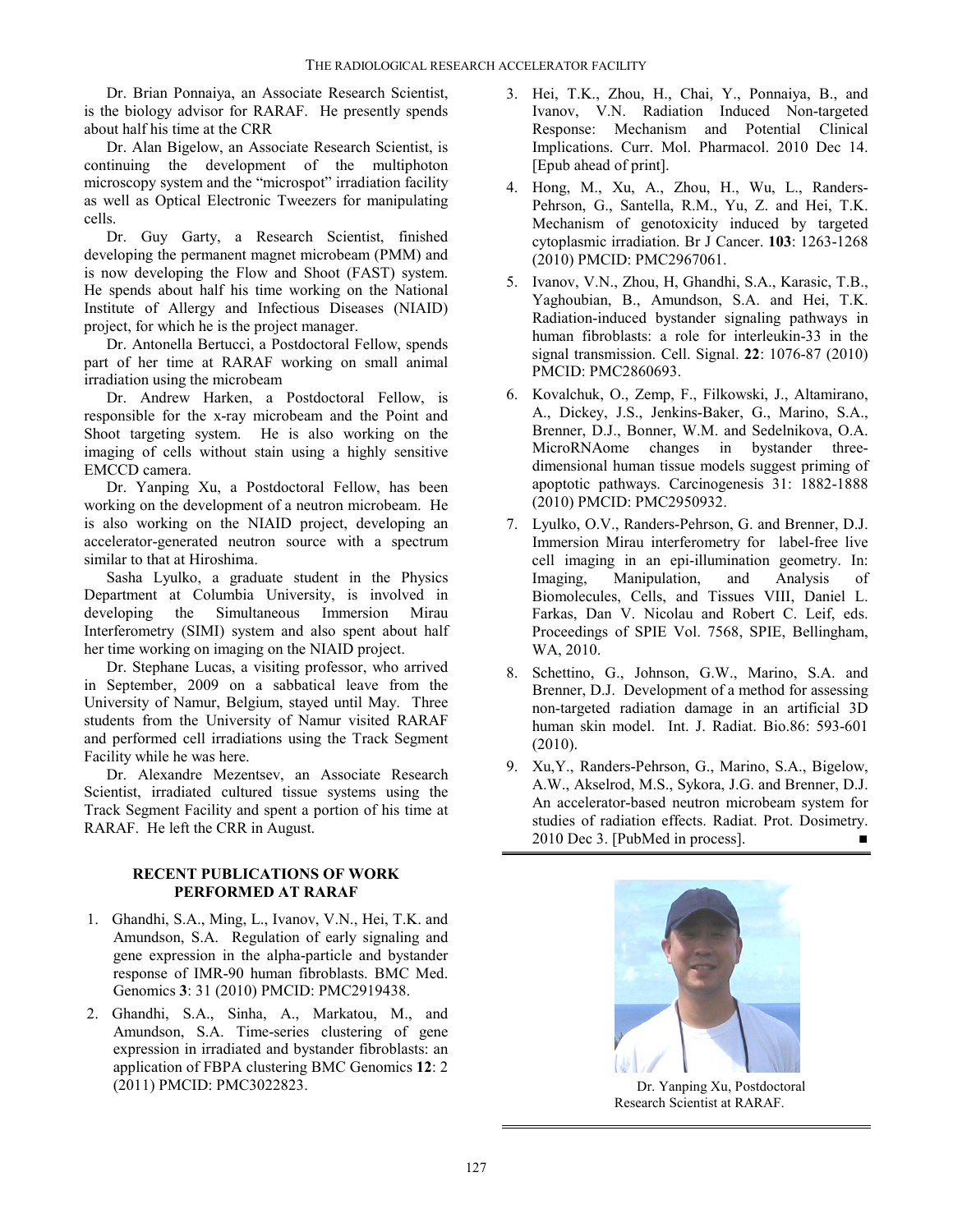Dr. Brian Ponnaiya, an Associate Research Scientist, is the biology advisor for RARAF. He presently spends about half his time at the CRR

Dr. Alan Bigelow, an Associate Research Scientist, is continuing the development of the multiphoton microscopy system and the "microspot" irradiation facility as well as Optical Electronic Tweezers for manipulating cells.

Dr. Guy Garty, a Research Scientist, finished developing the permanent magnet microbeam (PMM) and is now developing the Flow and Shoot (FAST) system. He spends about half his time working on the National Institute of Allergy and Infectious Diseases (NIAID) project, for which he is the project manager.

Dr. Antonella Bertucci, a Postdoctoral Fellow, spends part of her time at RARAF working on small animal irradiation using the microbeam

Dr. Andrew Harken, a Postdoctoral Fellow, is responsible for the x-ray microbeam and the Point and Shoot targeting system. He is also working on the imaging of cells without stain using a highly sensitive EMCCD camera.

Dr. Yanping Xu, a Postdoctoral Fellow, has been working on the development of a neutron microbeam. He is also working on the NIAID project, developing an accelerator-generated neutron source with a spectrum similar to that at Hiroshima.

Sasha Lyulko, a graduate student in the Physics Department at Columbia University, is involved in developing the Simultaneous Immersion Mirau Interferometry (SIMI) system and also spent about half her time working on imaging on the NIAID project.

Dr. Stephane Lucas, a visiting professor, who arrived in September, 2009 on a sabbatical leave from the University of Namur, Belgium, stayed until May. Three students from the University of Namur visited RARAF and performed cell irradiations using the Track Segment Facility while he was here.

Dr. Alexandre Mezentsev, an Associate Research Scientist, irradiated cultured tissue systems using the Track Segment Facility and spent a portion of his time at RARAF. He left the CRR in August.

## RECENT PUBLICATIONS OF WORK PERFORMED AT RARAF

1. Ghandhi, S.A., Ming, L., Ivanov, V.N., Hei, T.K. and Amundson, S.A. Regulation of early signaling and gene expression in the alpha-particle and bystander response of IMR-90 human fibroblasts. BMC Med. Genomics **3**: 31 (2010) PMCID: PMC2919438.
2. Ghandhi, S.A., Sinha, A., Markatou, M., and Amundson, S.A. Time-series clustering of gene expression in irradiated and bystander fibroblasts: an application of FBPA clustering BMC Genomics **12**: 2 (2011) PMCID: PMC3022823.
3. Hei, T.K., Zhou, H., Chai, Y., Ponnaiya, B., and Ivanov, V.N. Radiation Induced Non-targeted Response: Mechanism and Potential Clinical Implications. Curr. Mol. Pharmacol. 2010 Dec 14. [Epub ahead of print].
4. Hong, M., Xu, A., Zhou, H., Wu, L., Randers-Pehrson, G., Santella, R.M., Yu, Z. and Hei, T.K. Mechanism of genotoxicity induced by targeted cytoplasmic irradiation. Br J Cancer. **103**: 1263-1268 (2010) PMCID: PMC2967061.
5. Ivanov, V.N., Zhou, H, Ghandhi, S.A., Karasic, T.B., Yaghoubian, B., Amundson, S.A. and Hei, T.K. Radiation-induced bystander signaling pathways in human fibroblasts: a role for interleukin-33 in the signal transmission. Cell. Signal. **22**: 1076-87 (2010) PMCID: PMC2860693.
6. Kovalchuk, O., Zemp, F., Filkowski, J., Altamirano, A., Dickey, J.S., Jenkins-Baker, G., Marino, S.A., Brenner, D.J., Bonner, W.M. and Sedelnikova, O.A. MicroRNAome changes in bystander three-dimensional human tissue models suggest priming of apoptotic pathways. Carcinogenesis 31: 1882-1888 (2010) PMCID: PMC2950932.
7. Lyulko, O.V., Randers-Pehrson, G. and Brenner, D.J. Immersion Mirau interferometry for label-free live cell imaging in an epi-illumination geometry. In: Imaging, Manipulation, and Analysis of Biomolecules, Cells, and Tissues VIII, Daniel L. Farkas, Dan V. Nicolau and Robert C. Leif, eds. Proceedings of SPIE Vol. 7568, SPIE, Bellingham, WA, 2010.
8. Schettino, G., Johnson, G.W., Marino, S.A. and Brenner, D.J. Development of a method for assessing non-targeted radiation damage in an artificial 3D human skin model. Int. J. Radiat. Bio.86: 593-601 (2010).
9. Xu,Y., Randers-Pehrson, G., Marino, S.A., Bigelow, A.W., Akselrod, M.S., Sykora, J.G. and Brenner, D.J. An accelerator-based neutron microbeam system for studies of radiation effects. Radiat. Prot. Dosimetry. 2010 Dec 3. [PubMed in process]. ■

Dr. Yanping Xu, Postdoctoral Research Scientist at RARAF.